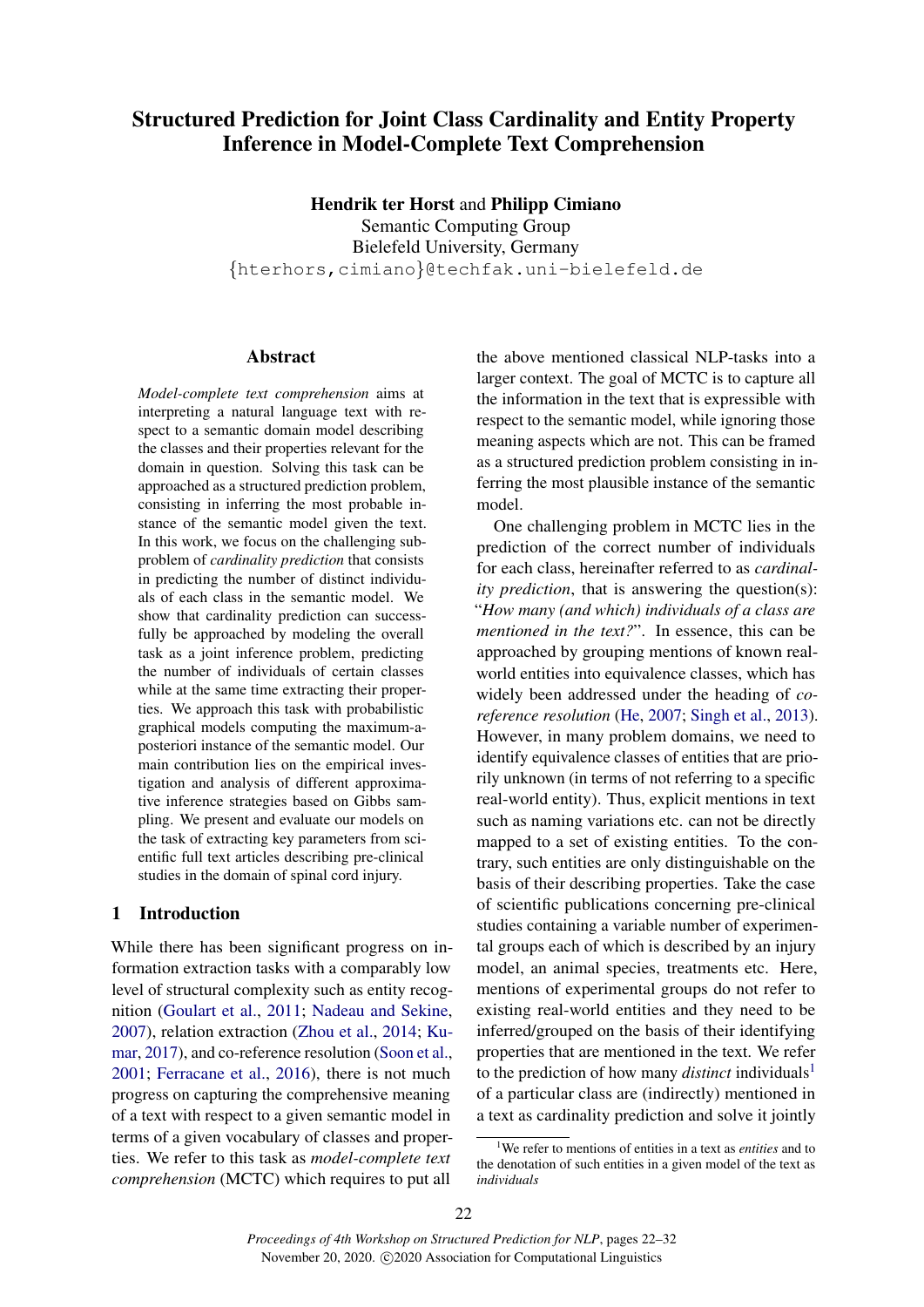# Structured Prediction for Joint Class Cardinality and Entity Property Inference in Model-Complete Text Comprehension

**Hendrik ter Horst** and **Philipp Cimiano**
Semantic Computing Group
Bielefeld University, Germany
{hterhors,cimiano}@techfak.uni-bielefeld.de

## Abstract

*Model-complete text comprehension* aims at interpreting a natural language text with respect to a semantic domain model describing the classes and their properties relevant for the domain in question. Solving this task can be approached as a structured prediction problem, consisting in inferring the most probable instance of the semantic model given the text. In this work, we focus on the challenging subproblem of *cardinality prediction* that consists in predicting the number of distinct individuals of each class in the semantic model. We show that cardinality prediction can successfully be approached by modeling the overall task as a joint inference problem, predicting the number of individuals of certain classes while at the same time extracting their properties. We approach this task with probabilistic graphical models computing the maximum-a-posteriori instance of the semantic model. Our main contribution lies on the empirical investigation and analysis of different approximative inference strategies based on Gibbs sampling. We present and evaluate our models on the task of extracting key parameters from scientific full text articles describing pre-clinical studies in the domain of spinal cord injury.

## 1 Introduction

While there has been significant progress on information extraction tasks with a comparably low level of structural complexity such as entity recognition (Goulart et al., 2011; Nadeau and Sekine, 2007), relation extraction (Zhou et al., 2014; Kumar, 2017), and co-reference resolution (Soon et al., 2001; Ferracane et al., 2016), there is not much progress on capturing the comprehensive meaning of a text with respect to a given semantic model in terms of a given vocabulary of classes and properties. We refer to this task as *model-complete text comprehension* (MCTC) which requires to put all the above mentioned classical NLP-tasks into a larger context. The goal of MCTC is to capture all the information in the text that is expressible with respect to the semantic model, while ignoring those meaning aspects which are not. This can be framed as a structured prediction problem consisting in inferring the most plausible instance of the semantic model.

One challenging problem in MCTC lies in the prediction of the correct number of individuals for each class, hereinafter referred to as *cardinality prediction*, that is answering the question(s): "*How many (and which) individuals of a class are mentioned in the text?*". In essence, this can be approached by grouping mentions of known real-world entities into equivalence classes, which has widely been addressed under the heading of *co-reference resolution* (He, 2007; Singh et al., 2013). However, in many problem domains, we need to identify equivalence classes of entities that are priorily unknown (in terms of not referring to a specific real-world entity). Thus, explicit mentions in text such as naming variations etc. can not be directly mapped to a set of existing entities. To the contrary, such entities are only distinguishable on the basis of their describing properties. Take the case of scientific publications concerning pre-clinical studies containing a variable number of experimental groups each of which is described by an injury model, an animal species, treatments etc. Here, mentions of experimental groups do not refer to existing real-world entities and they need to be inferred/grouped on the basis of their identifying properties that are mentioned in the text. We refer to the prediction of how many *distinct* individuals[1] of a particular class are (indirectly) mentioned in a text as cardinality prediction and solve it jointly

[1] We refer to mentions of entities in a text as *entities* and to the denotation of such entities in a given model of the text as *individuals*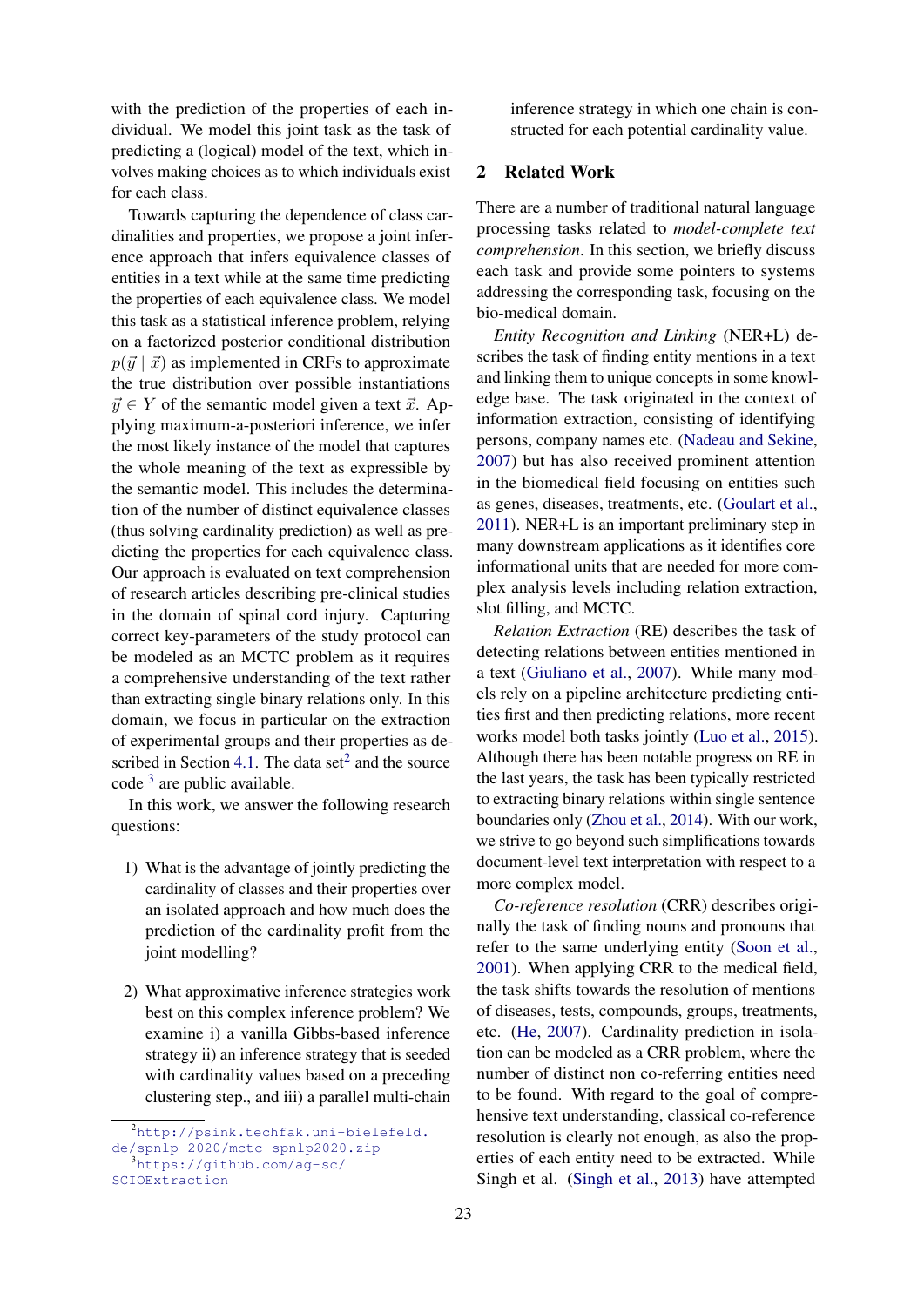with the prediction of the properties of each individual. We model this joint task as the task of predicting a (logical) model of the text, which involves making choices as to which individuals exist for each class.

Towards capturing the dependence of class cardinalities and properties, we propose a joint inference approach that infers equivalence classes of entities in a text while at the same time predicting the properties of each equivalence class. We model this task as a statistical inference problem, relying on a factorized posterior conditional distribution $p(\vec{y} \mid \vec{x})$ as implemented in CRFs to approximate the true distribution over possible instantiations $\vec{y} \in Y$ of the semantic model given a text $\vec{x}$. Applying maximum-a-posteriori inference, we infer the most likely instance of the model that captures the whole meaning of the text as expressible by the semantic model. This includes the determination of the number of distinct equivalence classes (thus solving cardinality prediction) as well as predicting the properties for each equivalence class. Our approach is evaluated on text comprehension of research articles describing pre-clinical studies in the domain of spinal cord injury. Capturing correct key-parameters of the study protocol can be modeled as an MCTC problem as it requires a comprehensive understanding of the text rather than extracting single binary relations only. In this domain, we focus in particular on the extraction of experimental groups and their properties as described in Section 4.1. The data set[2] and the source code [3] are public available.

In this work, we answer the following research questions:

1) What is the advantage of jointly predicting the cardinality of classes and their properties over an isolated approach and how much does the prediction of the cardinality profit from the joint modelling?

2) What approximative inference strategies work best on this complex inference problem? We examine i) a vanilla Gibbs-based inference strategy ii) an inference strategy that is seeded with cardinality values based on a preceding clustering step., and iii) a parallel multi-chain inference strategy in which one chain is constructed for each potential cardinality value.

## 2 Related Work

There are a number of traditional natural language processing tasks related to *model-complete text comprehension*. In this section, we briefly discuss each task and provide some pointers to systems addressing the corresponding task, focusing on the bio-medical domain.

*Entity Recognition and Linking* (NER+L) describes the task of finding entity mentions in a text and linking them to unique concepts in some knowledge base. The task originated in the context of information extraction, consisting of identifying persons, company names etc. (Nadeau and Sekine, 2007) but has also received prominent attention in the biomedical field focusing on entities such as genes, diseases, treatments, etc. (Goulart et al., 2011). NER+L is an important preliminary step in many downstream applications as it identifies core informational units that are needed for more complex analysis levels including relation extraction, slot filling, and MCTC.

*Relation Extraction* (RE) describes the task of detecting relations between entities mentioned in a text (Giuliano et al., 2007). While many models rely on a pipeline architecture predicting entities first and then predicting relations, more recent works model both tasks jointly (Luo et al., 2015). Although there has been notable progress on RE in the last years, the task has been typically restricted to extracting binary relations within single sentence boundaries only (Zhou et al., 2014). With our work, we strive to go beyond such simplifications towards document-level text interpretation with respect to a more complex model.

*Co-reference resolution* (CRR) describes originally the task of finding nouns and pronouns that refer to the same underlying entity (Soon et al., 2001). When applying CRR to the medical field, the task shifts towards the resolution of mentions of diseases, tests, compounds, groups, treatments, etc. (He, 2007). Cardinality prediction in isolation can be modeled as a CRR problem, where the number of distinct non co-referring entities need to be found. With regard to the goal of comprehensive text understanding, classical co-reference resolution is clearly not enough, as also the properties of each entity need to be extracted. While Singh et al. (Singh et al., 2013) have attempted

[2] http://psink.techfak.uni-bielefeld.de/spnlp-2020/mctc-spnlp2020.zip

[3] https://github.com/ag-sc/SCIOExtraction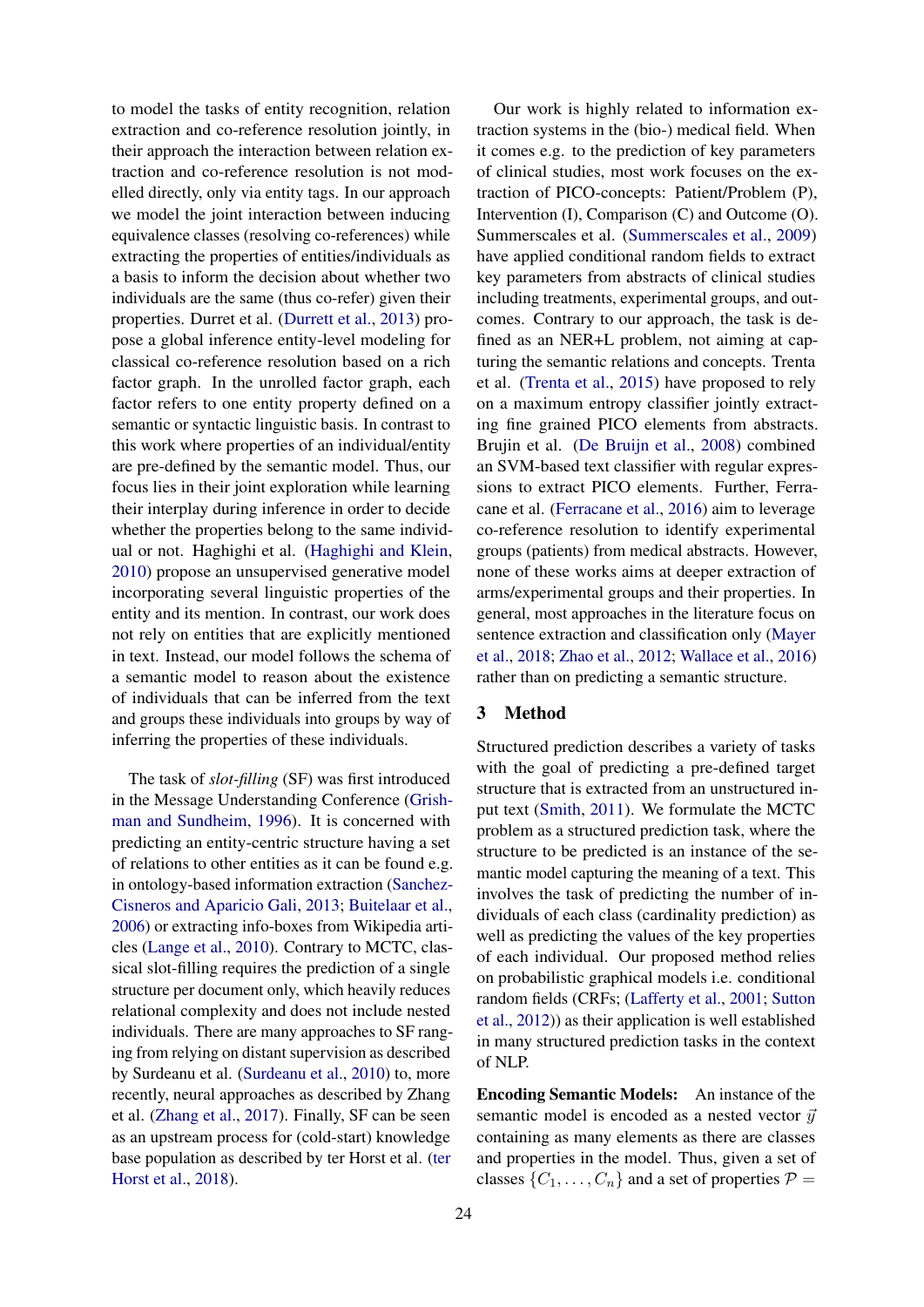to model the tasks of entity recognition, relation extraction and co-reference resolution jointly, in their approach the interaction between relation extraction and co-reference resolution is not modelled directly, only via entity tags. In our approach we model the joint interaction between inducing equivalence classes (resolving co-references) while extracting the properties of entities/individuals as a basis to inform the decision about whether two individuals are the same (thus co-refer) given their properties. Durret et al. (Durrett et al., 2013) propose a global inference entity-level modeling for classical co-reference resolution based on a rich factor graph. In the unrolled factor graph, each factor refers to one entity property defined on a semantic or syntactic linguistic basis. In contrast to this work where properties of an individual/entity are pre-defined by the semantic model. Thus, our focus lies in their joint exploration while learning their interplay during inference in order to decide whether the properties belong to the same individual or not. Haghighi et al. (Haghighi and Klein, 2010) propose an unsupervised generative model incorporating several linguistic properties of the entity and its mention. In contrast, our work does not rely on entities that are explicitly mentioned in text. Instead, our model follows the schema of a semantic model to reason about the existence of individuals that can be inferred from the text and groups these individuals into groups by way of inferring the properties of these individuals.

The task of *slot-filling* (SF) was first introduced in the Message Understanding Conference (Grishman and Sundheim, 1996). It is concerned with predicting an entity-centric structure having a set of relations to other entities as it can be found e.g. in ontology-based information extraction (Sanchez-Cisneros and Aparicio Gali, 2013; Buitelaar et al., 2006) or extracting info-boxes from Wikipedia articles (Lange et al., 2010). Contrary to MCTC, classical slot-filling requires the prediction of a single structure per document only, which heavily reduces relational complexity and does not include nested individuals. There are many approaches to SF ranging from relying on distant supervision as described by Surdeanu et al. (Surdeanu et al., 2010) to, more recently, neural approaches as described by Zhang et al. (Zhang et al., 2017). Finally, SF can be seen as an upstream process for (cold-start) knowledge base population as described by ter Horst et al. (ter Horst et al., 2018).

Our work is highly related to information extraction systems in the (bio-) medical field. When it comes e.g. to the prediction of key parameters of clinical studies, most work focuses on the extraction of PICO-concepts: Patient/Problem (P), Intervention (I), Comparison (C) and Outcome (O). Summerscales et al. (Summerscales et al., 2009) have applied conditional random fields to extract key parameters from abstracts of clinical studies including treatments, experimental groups, and outcomes. Contrary to our approach, the task is defined as an NER+L problem, not aiming at capturing the semantic relations and concepts. Trenta et al. (Trenta et al., 2015) have proposed to rely on a maximum entropy classifier jointly extracting fine grained PICO elements from abstracts. Brujin et al. (De Bruijn et al., 2008) combined an SVM-based text classifier with regular expressions to extract PICO elements. Further, Ferracane et al. (Ferracane et al., 2016) aim to leverage co-reference resolution to identify experimental groups (patients) from medical abstracts. However, none of these works aims at deeper extraction of arms/experimental groups and their properties. In general, most approaches in the literature focus on sentence extraction and classification only (Mayer et al., 2018; Zhao et al., 2012; Wallace et al., 2016) rather than on predicting a semantic structure.

## 3 Method

Structured prediction describes a variety of tasks with the goal of predicting a pre-defined target structure that is extracted from an unstructured input text (Smith, 2011). We formulate the MCTC problem as a structured prediction task, where the structure to be predicted is an instance of the semantic model capturing the meaning of a text. This involves the task of predicting the number of individuals of each class (cardinality prediction) as well as predicting the values of the key properties of each individual. Our proposed method relies on probabilistic graphical models i.e. conditional random fields (CRFs; (Lafferty et al., 2001; Sutton et al., 2012)) as their application is well established in many structured prediction tasks in the context of NLP.

**Encoding Semantic Models:** An instance of the semantic model is encoded as a nested vector $\vec{y}$ containing as many elements as there are classes and properties in the model. Thus, given a set of classes $\{C_1, \ldots, C_n\}$ and a set of properties $\mathcal{P} =$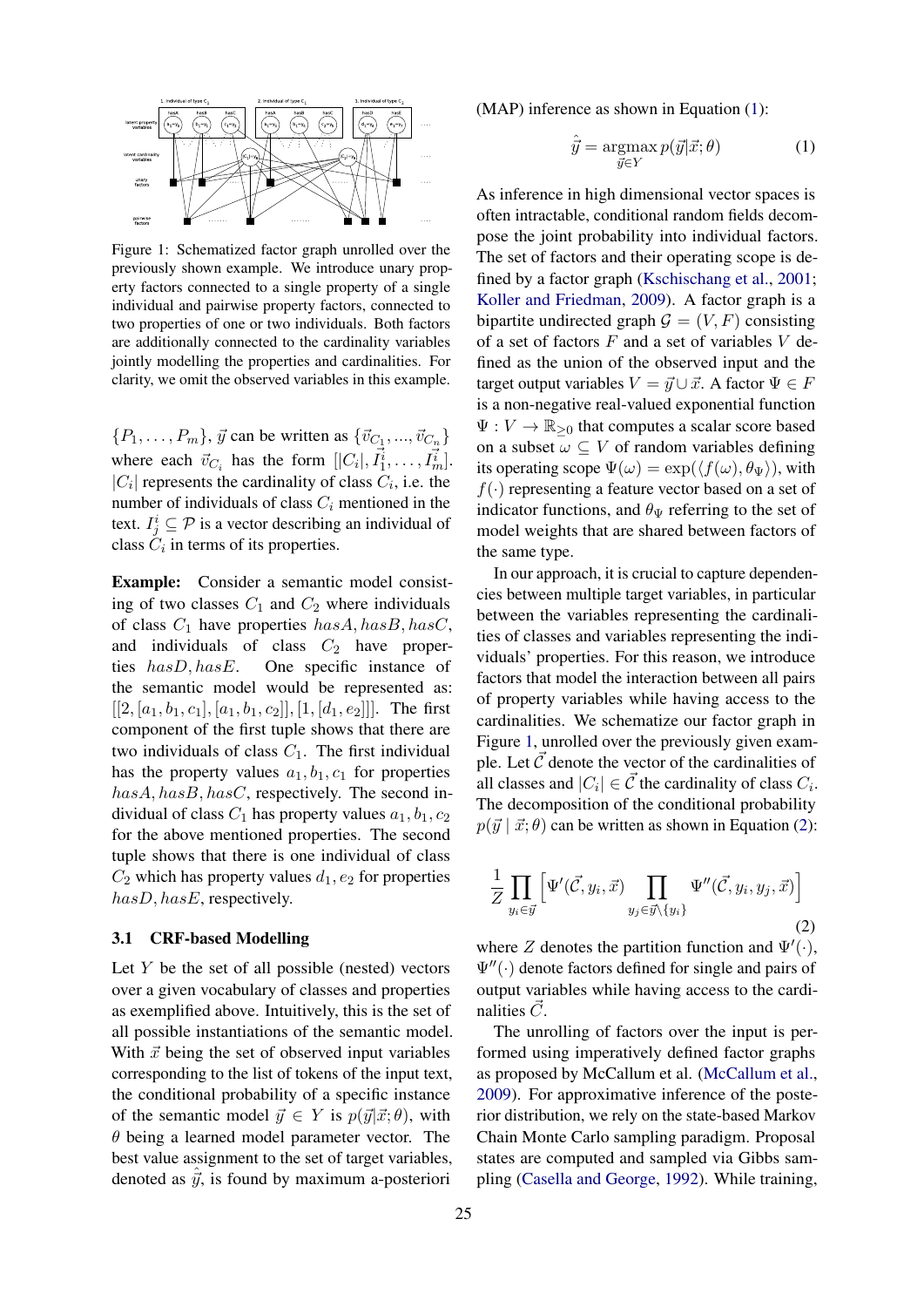Figure 1: Schematized factor graph unrolled over the previously shown example. We introduce unary property factors connected to a single property of a single individual and pairwise property factors, connected to two properties of one or two individuals. Both factors are additionally connected to the cardinality variables jointly modelling the properties and cardinalities. For clarity, we omit the observed variables in this example.

$\{P_1, \ldots, P_m\}$, $\vec{y}$ can be written as $\{\vec{v}_{C_1}, ..., \vec{v}_{C_n}\}$ where each $\vec{v}_{C_i}$ has the form $[|C_i|, \vec{I}_1^i, \ldots, \vec{I}_m^i]$. $|C_i|$ represents the cardinality of class $C_i$, i.e. the number of individuals of class $C_i$ mentioned in the text. $I_j^i \subseteq \mathcal{P}$ is a vector describing an individual of class $C_i$ in terms of its properties.

**Example:** Consider a semantic model consisting of two classes $C_1$ and $C_2$ where individuals of class $C_1$ have properties $hasA, hasB, hasC$, and individuals of class $C_2$ have properties $hasD, hasE$. One specific instance of the semantic model would be represented as: $[[2, [a_1, b_1, c_1], [a_1, b_1, c_2]], [1, [d_1, e_2]]]$. The first component of the first tuple shows that there are two individuals of class $C_1$. The first individual has the property values $a_1, b_1, c_1$ for properties $hasA, hasB, hasC$, respectively. The second individual of class $C_1$ has property values $a_1, b_1, c_2$ for the above mentioned properties. The second tuple shows that there is one individual of class $C_2$ which has property values $d_1, e_2$ for properties $hasD, hasE$, respectively.

### 3.1 CRF-based Modelling

Let $Y$ be the set of all possible (nested) vectors over a given vocabulary of classes and properties as exemplified above. Intuitively, this is the set of all possible instantiations of the semantic model. With $\vec{x}$ being the set of observed input variables corresponding to the list of tokens of the input text, the conditional probability of a specific instance of the semantic model $\vec{y} \in Y$ is $p(\vec{y}|\vec{x};\theta)$, with $\theta$ being a learned model parameter vector. The best value assignment to the set of target variables, denoted as $\hat{\vec{y}}$, is found by maximum a-posteriori (MAP) inference as shown in Equation (1):

$$\hat{\vec{y}} = \operatorname*{argmax}_{\vec{y} \in Y} p(\vec{y}|\vec{x};\theta) \quad (1)$$

As inference in high dimensional vector spaces is often intractable, conditional random fields decompose the joint probability into individual factors. The set of factors and their operating scope is defined by a factor graph (Kschischang et al., 2001; Koller and Friedman, 2009). A factor graph is a bipartite undirected graph $\mathcal{G} = (V, F)$ consisting of a set of factors $F$ and a set of variables $V$ defined as the union of the observed input and the target output variables $V = \vec{y} \cup \vec{x}$. A factor $\Psi \in F$ is a non-negative real-valued exponential function $\Psi : V \to \mathbb{R}_{\geq 0}$ that computes a scalar score based on a subset $\omega \subseteq V$ of random variables defining its operating scope $\Psi(\omega) = \exp(\langle f(\omega), \theta_\Psi \rangle)$, with $f(\cdot)$ representing a feature vector based on a set of indicator functions, and $\theta_\Psi$ referring to the set of model weights that are shared between factors of the same type.

In our approach, it is crucial to capture dependencies between multiple target variables, in particular between the variables representing the cardinalities of classes and variables representing the individuals' properties. For this reason, we introduce factors that model the interaction between all pairs of property variables while having access to the cardinalities. We schematize our factor graph in Figure 1, unrolled over the previously given example. Let $\vec{C}$ denote the vector of the cardinalities of all classes and $|C_i| \in \vec{C}$ the cardinality of class $C_i$. The decomposition of the conditional probability $p(\vec{y} \mid \vec{x}; \theta)$ can be written as shown in Equation (2):

$$\frac{1}{Z} \prod_{y_i \in \vec{y}} \left[ \Psi'(\vec{C}, y_i, \vec{x}) \prod_{y_j \in \vec{y} \setminus \{y_i\}} \Psi''(\vec{C}, y_i, y_j, \vec{x}) \right] \quad (2)$$

where $Z$ denotes the partition function and $\Psi'(\cdot)$, $\Psi''(\cdot)$ denote factors defined for single and pairs of output variables while having access to the cardinalities $\vec{C}$.

The unrolling of factors over the input is performed using imperatively defined factor graphs as proposed by McCallum et al. (McCallum et al., 2009). For approximative inference of the posterior distribution, we rely on the state-based Markov Chain Monte Carlo sampling paradigm. Proposal states are computed and sampled via Gibbs sampling (Casella and George, 1992). While training,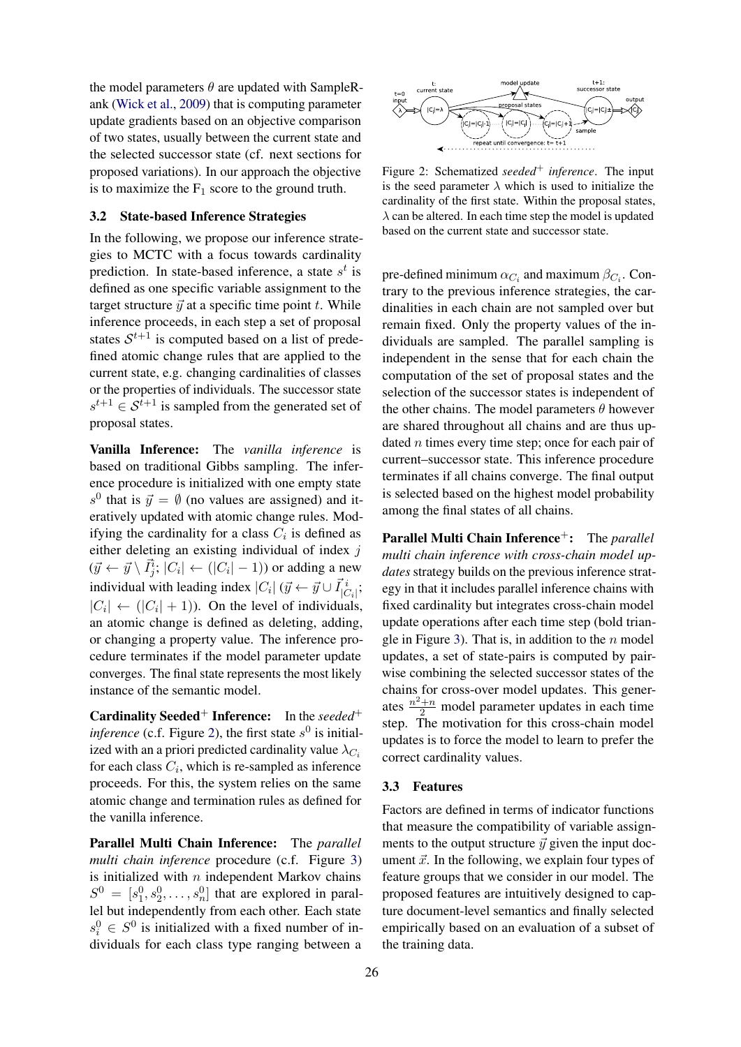the model parameters $\theta$ are updated with SampleRank (Wick et al., 2009) that is computing parameter update gradients based on an objective comparison of two states, usually between the current state and the selected successor state (cf. next sections for proposed variations). In our approach the objective is to maximize the $F_1$ score to the ground truth.

### 3.2 State-based Inference Strategies

In the following, we propose our inference strategies to MCTC with a focus towards cardinality prediction. In state-based inference, a state $s^t$ is defined as one specific variable assignment to the target structure $\vec{y}$ at a specific time point $t$. While inference proceeds, in each step a set of proposal states $\mathcal{S}^{t+1}$ is computed based on a list of predefined atomic change rules that are applied to the current state, e.g. changing cardinalities of classes or the properties of individuals. The successor state $s^{t+1} \in \mathcal{S}^{t+1}$ is sampled from the generated set of proposal states.

**Vanilla Inference:** The *vanilla inference* is based on traditional Gibbs sampling. The inference procedure is initialized with one empty state $s^0$ that is $\vec{y} = \emptyset$ (no values are assigned) and iteratively updated with atomic change rules. Modifying the cardinality for a class $C_i$ is defined as either deleting an existing individual of index $j$ ($\vec{y} \leftarrow \vec{y} \setminus \vec{I}^i_j$; $|C_i| \leftarrow (|C_i| - 1)$) or adding a new individual with leading index $|C_i|$ ($\vec{y} \leftarrow \vec{y} \cup \vec{I}^i_{|C_i|}$; $|C_i| \leftarrow (|C_i| + 1)$). On the level of individuals, an atomic change is defined as deleting, adding, or changing a property value. The inference procedure terminates if the model parameter update converges. The final state represents the most likely instance of the semantic model.

**Cardinality Seeded$^+$ Inference:** In the *seeded$^+$ inference* (c.f. Figure 2), the first state $s^0$ is initialized with an a priori predicted cardinality value $\lambda_{C_i}$ for each class $C_i$, which is re-sampled as inference proceeds. For this, the system relies on the same atomic change and termination rules as defined for the vanilla inference.

**Parallel Multi Chain Inference:** The *parallel multi chain inference* procedure (c.f. Figure 3) is initialized with $n$ independent Markov chains $S^0 = [s^0_1, s^0_2, \ldots, s^0_n]$ that are explored in parallel but independently from each other. Each state $s^0_i \in S^0$ is initialized with a fixed number of individuals for each class type ranging between a pre-defined minimum $\alpha_{C_i}$ and maximum $\beta_{C_i}$. Contrary to the previous inference strategies, the cardinalities in each chain are not sampled over but remain fixed. Only the property values of the individuals are sampled. The parallel sampling is independent in the sense that for each chain the computation of the set of proposal states and the selection of the successor states is independent of the other chains. The model parameters $\theta$ however are shared throughout all chains and are thus updated $n$ times every time step; once for each pair of current–successor state. This inference procedure terminates if all chains converge. The final output is selected based on the highest model probability among the final states of all chains.

Figure 2: Schematized *seeded$^+$ inference*. The input is the seed parameter $\lambda$ which is used to initialize the cardinality of the first state. Within the proposal states, $\lambda$ can be altered. In each time step the model is updated based on the current state and successor state.

**Parallel Multi Chain Inference$^+$:** The *parallel multi chain inference with cross-chain model updates* strategy builds on the previous inference strategy in that it includes parallel inference chains with fixed cardinality but integrates cross-chain model update operations after each time step (bold triangle in Figure 3). That is, in addition to the $n$ model updates, a set of state-pairs is computed by pairwise combining the selected successor states of the chains for cross-over model updates. This generates $\frac{n^2+n}{2}$ model parameter updates in each time step. The motivation for this cross-chain model updates is to force the model to learn to prefer the correct cardinality values.

### 3.3 Features

Factors are defined in terms of indicator functions that measure the compatibility of variable assignments to the output structure $\vec{y}$ given the input document $\vec{x}$. In the following, we explain four types of feature groups that we consider in our model. The proposed features are intuitively designed to capture document-level semantics and finally selected empirically based on an evaluation of a subset of the training data.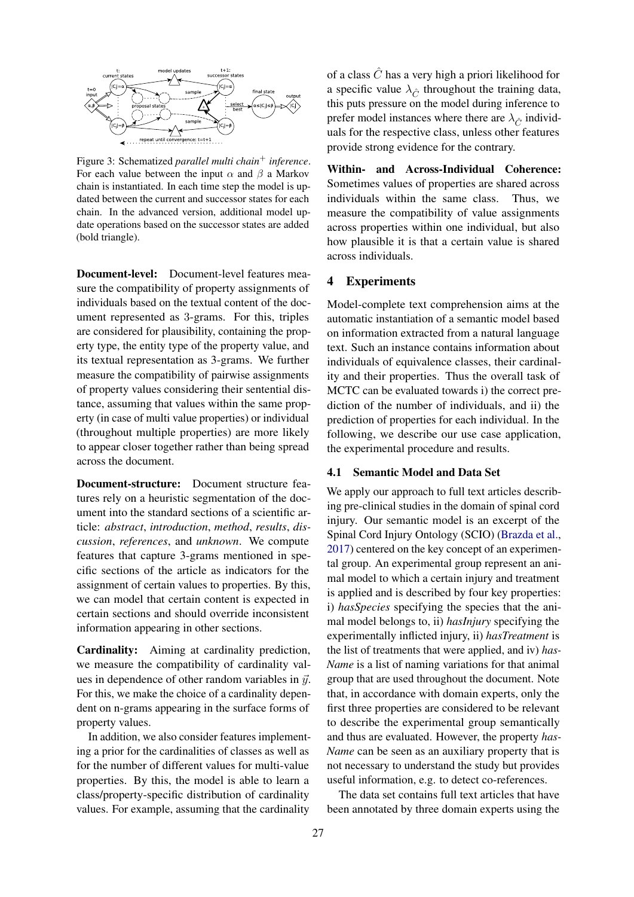Figure 3: Schematized *parallel multi chain$^{+}$ inference*. For each value between the input $\alpha$ and $\beta$ a Markov chain is instantiated. In each time step the model is updated between the current and successor states for each chain. In the advanced version, additional model update operations based on the successor states are added (bold triangle).

**Document-level:** Document-level features measure the compatibility of property assignments of individuals based on the textual content of the document represented as 3-grams. For this, triples are considered for plausibility, containing the property type, the entity type of the property value, and its textual representation as 3-grams. We further measure the compatibility of pairwise assignments of property values considering their sentential distance, assuming that values within the same property (in case of multi value properties) or individual (throughout multiple properties) are more likely to appear closer together rather than being spread across the document.

**Document-structure:** Document structure features rely on a heuristic segmentation of the document into the standard sections of a scientific article: *abstract*, *introduction*, *method*, *results*, *discussion*, *references*, and *unknown*. We compute features that capture 3-grams mentioned in specific sections of the article as indicators for the assignment of certain values to properties. By this, we can model that certain content is expected in certain sections and should override inconsistent information appearing in other sections.

**Cardinality:** Aiming at cardinality prediction, we measure the compatibility of cardinality values in dependence of other random variables in $\vec{y}$. For this, we make the choice of a cardinality dependent on n-grams appearing in the surface forms of property values.

In addition, we also consider features implementing a prior for the cardinalities of classes as well as for the number of different values for multi-value properties. By this, the model is able to learn a class/property-specific distribution of cardinality values. For example, assuming that the cardinality of a class $\hat{C}$ has a very high a priori likelihood for a specific value $\lambda_{\hat{C}}$ throughout the training data, this puts pressure on the model during inference to prefer model instances where there are $\lambda_{\hat{C}}$ individuals for the respective class, unless other features provide strong evidence for the contrary.

**Within- and Across-Individual Coherence:** Sometimes values of properties are shared across individuals within the same class. Thus, we measure the compatibility of value assignments across properties within one individual, but also how plausible it is that a certain value is shared across individuals.

## 4 Experiments

Model-complete text comprehension aims at the automatic instantiation of a semantic model based on information extracted from a natural language text. Such an instance contains information about individuals of equivalence classes, their cardinality and their properties. Thus the overall task of MCTC can be evaluated towards i) the correct prediction of the number of individuals, and ii) the prediction of properties for each individual. In the following, we describe our use case application, the experimental procedure and results.

### 4.1 Semantic Model and Data Set

We apply our approach to full text articles describing pre-clinical studies in the domain of spinal cord injury. Our semantic model is an excerpt of the Spinal Cord Injury Ontology (SCIO) (Brazda et al., 2017) centered on the key concept of an experimental group. An experimental group represent an animal model to which a certain injury and treatment is applied and is described by four key properties: i) *hasSpecies* specifying the species that the animal model belongs to, ii) *hasInjury* specifying the experimentally inflicted injury, ii) *hasTreatment* is the list of treatments that were applied, and iv) *hasName* is a list of naming variations for that animal group that are used throughout the document. Note that, in accordance with domain experts, only the first three properties are considered to be relevant to describe the experimental group semantically and thus are evaluated. However, the property *hasName* can be seen as an auxiliary property that is not necessary to understand the study but provides useful information, e.g. to detect co-references.

The data set contains full text articles that have been annotated by three domain experts using the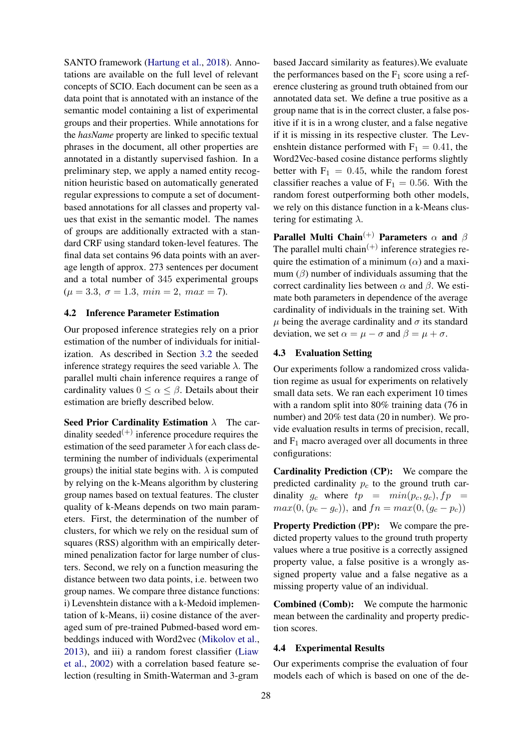SANTO framework (Hartung et al., 2018). Annotations are available on the full level of relevant concepts of SCIO. Each document can be seen as a data point that is annotated with an instance of the semantic model containing a list of experimental groups and their properties. While annotations for the *hasName* property are linked to specific textual phrases in the document, all other properties are annotated in a distantly supervised fashion. In a preliminary step, we apply a named entity recognition heuristic based on automatically generated regular expressions to compute a set of document-based annotations for all classes and property values that exist in the semantic model. The names of groups are additionally extracted with a standard CRF using standard token-level features. The final data set contains 96 data points with an average length of approx. 273 sentences per document and a total number of 345 experimental groups ($\mu = 3.3,\ \sigma = 1.3,\ min = 2,\ max = 7$).

## 4.2 Inference Parameter Estimation

Our proposed inference strategies rely on a prior estimation of the number of individuals for initialization. As described in Section 3.2 the seeded inference strategy requires the seed variable $\lambda$. The parallel multi chain inference requires a range of cardinality values $0 \leq \alpha \leq \beta$. Details about their estimation are briefly described below.

**Seed Prior Cardinality Estimation $\lambda$** The cardinality seeded$^{(+)}$ inference procedure requires the estimation of the seed parameter $\lambda$ for each class determining the number of individuals (experimental groups) the initial state begins with. $\lambda$ is computed by relying on the k-Means algorithm by clustering group names based on textual features. The cluster quality of k-Means depends on two main parameters. First, the determination of the number of clusters, for which we rely on the residual sum of squares (RSS) algorithm with an empirically determined penalization factor for large number of clusters. Second, we rely on a function measuring the distance between two data points, i.e. between two group names. We compare three distance functions: i) Levenshtein distance with a k-Medoid implementation of k-Means, ii) cosine distance of the averaged sum of pre-trained Pubmed-based word embeddings induced with Word2vec (Mikolov et al., 2013), and iii) a random forest classifier (Liaw et al., 2002) with a correlation based feature selection (resulting in Smith-Waterman and 3-gram based Jaccard similarity as features).We evaluate the performances based on the $F_1$ score using a reference clustering as ground truth obtained from our annotated data set. We define a true positive as a group name that is in the correct cluster, a false positive if it is in a wrong cluster, and a false negative if it is missing in its respective cluster. The Levenshtein distance performed with $F_1 = 0.41$, the Word2Vec-based cosine distance performs slightly better with $F_1 = 0.45$, while the random forest classifier reaches a value of $F_1 = 0.56$. With the random forest outperforming both other models, we rely on this distance function in a k-Means clustering for estimating $\lambda$.

**Parallel Multi Chain$^{(+)}$ Parameters $\alpha$ and $\beta$** The parallel multi chain$^{(+)}$ inference strategies require the estimation of a minimum ($\alpha$) and a maximum ($\beta$) number of individuals assuming that the correct cardinality lies between $\alpha$ and $\beta$. We estimate both parameters in dependence of the average cardinality of individuals in the training set. With $\mu$ being the average cardinality and $\sigma$ its standard deviation, we set $\alpha = \mu - \sigma$ and $\beta = \mu + \sigma$.

## 4.3 Evaluation Setting

Our experiments follow a randomized cross validation regime as usual for experiments on relatively small data sets. We ran each experiment 10 times with a random split into 80% training data (76 in number) and 20% test data (20 in number). We provide evaluation results in terms of precision, recall, and $F_1$ macro averaged over all documents in three configurations:

**Cardinality Prediction (CP):** We compare the predicted cardinality $p_c$ to the ground truth cardinality $g_c$ where $tp = min(p_c, g_c), fp = max(0, (p_c - g_c))$, and $fn = max(0, (g_c - p_c))$

**Property Prediction (PP):** We compare the predicted property values to the ground truth property values where a true positive is a correctly assigned property value, a false positive is a wrongly assigned property value and a false negative as a missing property value of an individual.

**Combined (Comb):** We compute the harmonic mean between the cardinality and property prediction scores.

## 4.4 Experimental Results

Our experiments comprise the evaluation of four models each of which is based on one of the de-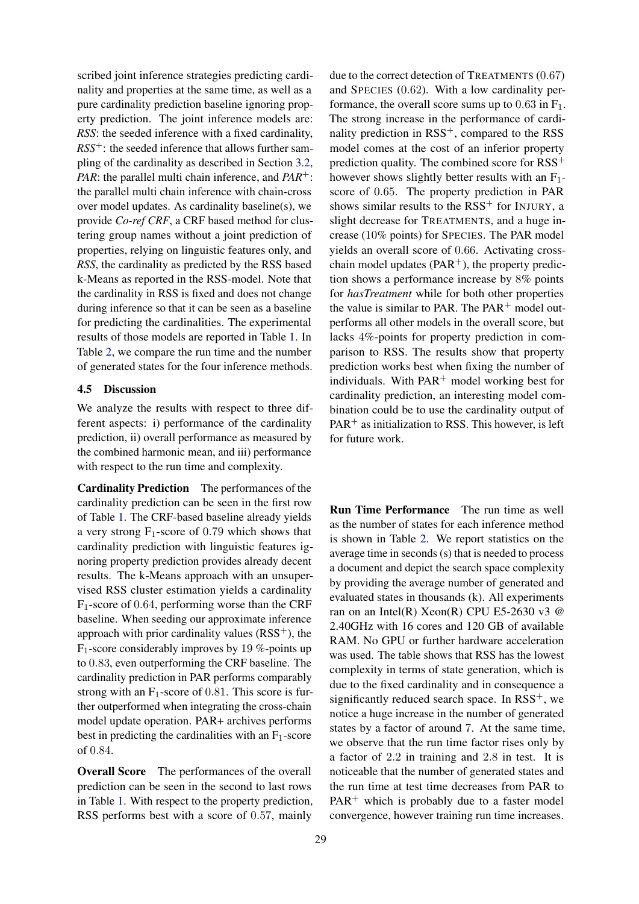scribed joint inference strategies predicting cardinality and properties at the same time, as well as a pure cardinality prediction baseline ignoring property prediction. The joint inference models are: *RSS*: the seeded inference with a fixed cardinality, *RSS*$^+$: the seeded inference that allows further sampling of the cardinality as described in Section 3.2, *PAR*: the parallel multi chain inference, and *PAR*$^+$: the parallel multi chain inference with chain-cross over model updates. As cardinality baseline(s), we provide *Co-ref CRF*, a CRF based method for clustering group names without a joint prediction of properties, relying on linguistic features only, and *RSS*, the cardinality as predicted by the RSS based k-Means as reported in the RSS-model. Note that the cardinality in RSS is fixed and does not change during inference so that it can be seen as a baseline for predicting the cardinalities. The experimental results of those models are reported in Table 1. In Table 2, we compare the run time and the number of generated states for the four inference methods.

### 4.5 Discussion

We analyze the results with respect to three different aspects: i) performance of the cardinality prediction, ii) overall performance as measured by the combined harmonic mean, and iii) performance with respect to the run time and complexity.

**Cardinality Prediction** The performances of the cardinality prediction can be seen in the first row of Table 1. The CRF-based baseline already yields a very strong $F_1$-score of $0.79$ which shows that cardinality prediction with linguistic features ignoring property prediction provides already decent results. The k-Means approach with an unsupervised RSS cluster estimation yields a cardinality $F_1$-score of $0.64$, performing worse than the CRF baseline. When seeding our approximate inference approach with prior cardinality values (RSS$^+$), the $F_1$-score considerably improves by $19$ %-points up to $0.83$, even outperforming the CRF baseline. The cardinality prediction in PAR performs comparably strong with an $F_1$-score of $0.81$. This score is further outperformed when integrating the cross-chain model update operation. PAR+ archives performs best in predicting the cardinalities with an $F_1$-score of $0.84$.

**Overall Score** The performances of the overall prediction can be seen in the second to last rows in Table 1. With respect to the property prediction, RSS performs best with a score of $0.57$, mainly due to the correct detection of TREATMENTS ($0.67$) and SPECIES ($0.62$). With a low cardinality performance, the overall score sums up to $0.63$ in $F_1$. The strong increase in the performance of cardinality prediction in RSS$^+$, compared to the RSS model comes at the cost of an inferior property prediction quality. The combined score for RSS$^+$ however shows slightly better results with an $F_1$-score of $0.65$. The property prediction in PAR shows similar results to the RSS$^+$ for INJURY, a slight decrease for TREATMENTS, and a huge increase ($10$% points) for SPECIES. The PAR model yields an overall score of $0.66$. Activating cross-chain model updates (PAR$^+$), the property prediction shows a performance increase by $8$% points for *hasTreatment* while for both other properties the value is similar to PAR. The PAR$^+$ model outperforms all other models in the overall score, but lacks $4$%-points for property prediction in comparison to RSS. The results show that property prediction works best when fixing the number of individuals. With PAR$^+$ model working best for cardinality prediction, an interesting model combination could be to use the cardinality output of PAR$^+$ as initialization to RSS. This however, is left for future work.

**Run Time Performance** The run time as well as the number of states for each inference method is shown in Table 2. We report statistics on the average time in seconds (s) that is needed to process a document and depict the search space complexity by providing the average number of generated and evaluated states in thousands (k). All experiments ran on an Intel(R) Xeon(R) CPU E5-2630 v3 @ 2.40GHz with 16 cores and 120 GB of available RAM. No GPU or further hardware acceleration was used. The table shows that RSS has the lowest complexity in terms of state generation, which is due to the fixed cardinality and in consequence a significantly reduced search space. In RSS$^+$, we notice a huge increase in the number of generated states by a factor of around $7$. At the same time, we observe that the run time factor rises only by a factor of $2.2$ in training and $2.8$ in test. It is noticeable that the number of generated states and the run time at test time decreases from PAR to PAR$^+$ which is probably due to a faster model convergence, however training run time increases.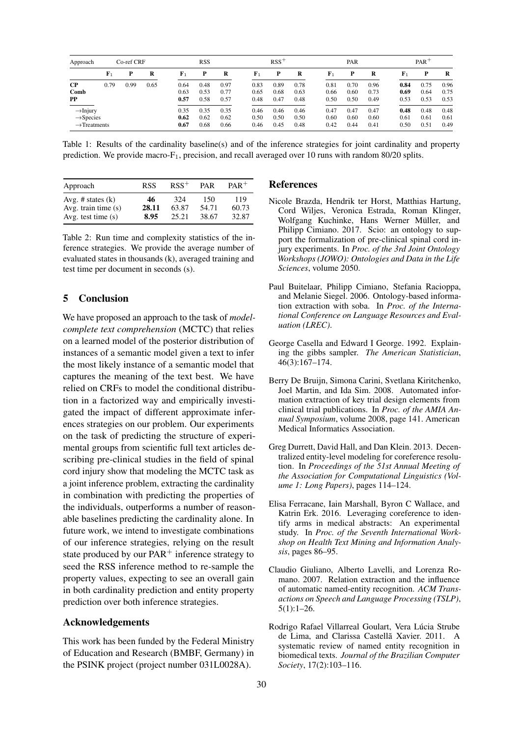| Approach | Co-ref CRF | | | RSS | | | $RSS^+$ | | | PAR | | | $PAR^+$ | | |
|---|---|---|---|---|---|---|---|---|---|---|---|---|---|---|---|
| | $F_1$ | P | R | $F_1$ | P | R | $F_1$ | P | R | $F_1$ | P | R | $F_1$ | P | R |
| **CP** | 0.79 | 0.99 | 0.65 | 0.64 | 0.48 | 0.97 | 0.83 | 0.89 | 0.78 | 0.81 | 0.70 | 0.96 | **0.84** | 0.75 | 0.96 |
| **Comb** | | | | 0.63 | 0.53 | 0.77 | 0.65 | 0.68 | 0.63 | 0.66 | 0.60 | 0.73 | **0.69** | 0.64 | 0.75 |
| **PP** | | | | **0.57** | 0.58 | 0.57 | 0.48 | 0.47 | 0.48 | 0.50 | 0.50 | 0.49 | 0.53 | 0.53 | 0.53 |
| →Injury | | | | 0.35 | 0.35 | 0.35 | 0.46 | 0.46 | 0.46 | 0.47 | 0.47 | 0.47 | **0.48** | 0.48 | 0.48 |
| →Species | | | | **0.62** | 0.62 | 0.62 | 0.50 | 0.50 | 0.50 | 0.60 | 0.60 | 0.60 | 0.61 | 0.61 | 0.61 |
| →Treatments | | | | **0.67** | 0.68 | 0.66 | 0.46 | 0.45 | 0.48 | 0.42 | 0.44 | 0.41 | 0.50 | 0.51 | 0.49 |

Table 1: Results of the cardinality baseline(s) and of the inference strategies for joint cardinality and property prediction. We provide macro-$F_1$, precision, and recall averaged over 10 runs with random 80/20 splits.

| Approach | RSS | $RSS^+$ | PAR | $PAR^+$ |
|---|---|---|---|---|
| Avg. # states (k) | **46** | 324 | 150 | 119 |
| Avg. train time (s) | **28.11** | 63.87 | 54.71 | 60.73 |
| Avg. test time (s) | **8.95** | 25.21 | 38.67 | 32.87 |

Table 2: Run time and complexity statistics of the inference strategies. We provide the average number of evaluated states in thousands (k), averaged training and test time per document in seconds (s).

## 5 Conclusion

We have proposed an approach to the task of *model-complete text comprehension* (MCTC) that relies on a learned model of the posterior distribution of instances of a semantic model given a text to infer the most likely instance of a semantic model that captures the meaning of the text best. We have relied on CRFs to model the conditional distribution in a factorized way and empirically investigated the impact of different approximate inferences strategies on our problem. Our experiments on the task of predicting the structure of experimental groups from scientific full text articles describing pre-clinical studies in the field of spinal cord injury show that modeling the MCTC task as a joint inference problem, extracting the cardinality in combination with predicting the properties of the individuals, outperforms a number of reasonable baselines predicting the cardinality alone. In future work, we intend to investigate combinations of our inference strategies, relying on the result state produced by our $PAR^+$ inference strategy to seed the RSS inference method to re-sample the property values, expecting to see an overall gain in both cardinality prediction and entity property prediction over both inference strategies.

## Acknowledgements

This work has been funded by the Federal Ministry of Education and Research (BMBF, Germany) in the PSINK project (project number 031L0028A).

## References

Nicole Brazda, Hendrik ter Horst, Matthias Hartung, Cord Wiljes, Veronica Estrada, Roman Klinger, Wolfgang Kuchinke, Hans Werner Müller, and Philipp Cimiano. 2017. Scio: an ontology to support the formalization of pre-clinical spinal cord injury experiments. In *Proc. of the 3rd Joint Ontology Workshops (JOWO): Ontologies and Data in the Life Sciences*, volume 2050.

Paul Buitelaar, Philipp Cimiano, Stefania Racioppa, and Melanie Siegel. 2006. Ontology-based information extraction with soba. In *Proc. of the International Conference on Language Resources and Evaluation (LREC)*.

George Casella and Edward I George. 1992. Explaining the gibbs sampler. *The American Statistician*, 46(3):167–174.

Berry De Bruijn, Simona Carini, Svetlana Kiritchenko, Joel Martin, and Ida Sim. 2008. Automated information extraction of key trial design elements from clinical trial publications. In *Proc. of the AMIA Annual Symposium*, volume 2008, page 141. American Medical Informatics Association.

Greg Durrett, David Hall, and Dan Klein. 2013. Decentralized entity-level modeling for coreference resolution. In *Proceedings of the 51st Annual Meeting of the Association for Computational Linguistics (Volume 1: Long Papers)*, pages 114–124.

Elisa Ferracane, Iain Marshall, Byron C Wallace, and Katrin Erk. 2016. Leveraging coreference to identify arms in medical abstracts: An experimental study. In *Proc. of the Seventh International Workshop on Health Text Mining and Information Analysis*, pages 86–95.

Claudio Giuliano, Alberto Lavelli, and Lorenza Romano. 2007. Relation extraction and the influence of automatic named-entity recognition. *ACM Transactions on Speech and Language Processing (TSLP)*, 5(1):1–26.

Rodrigo Rafael Villarreal Goulart, Vera Lúcia Strube de Lima, and Clarissa Castellã Xavier. 2011. A systematic review of named entity recognition in biomedical texts. *Journal of the Brazilian Computer Society*, 17(2):103–116.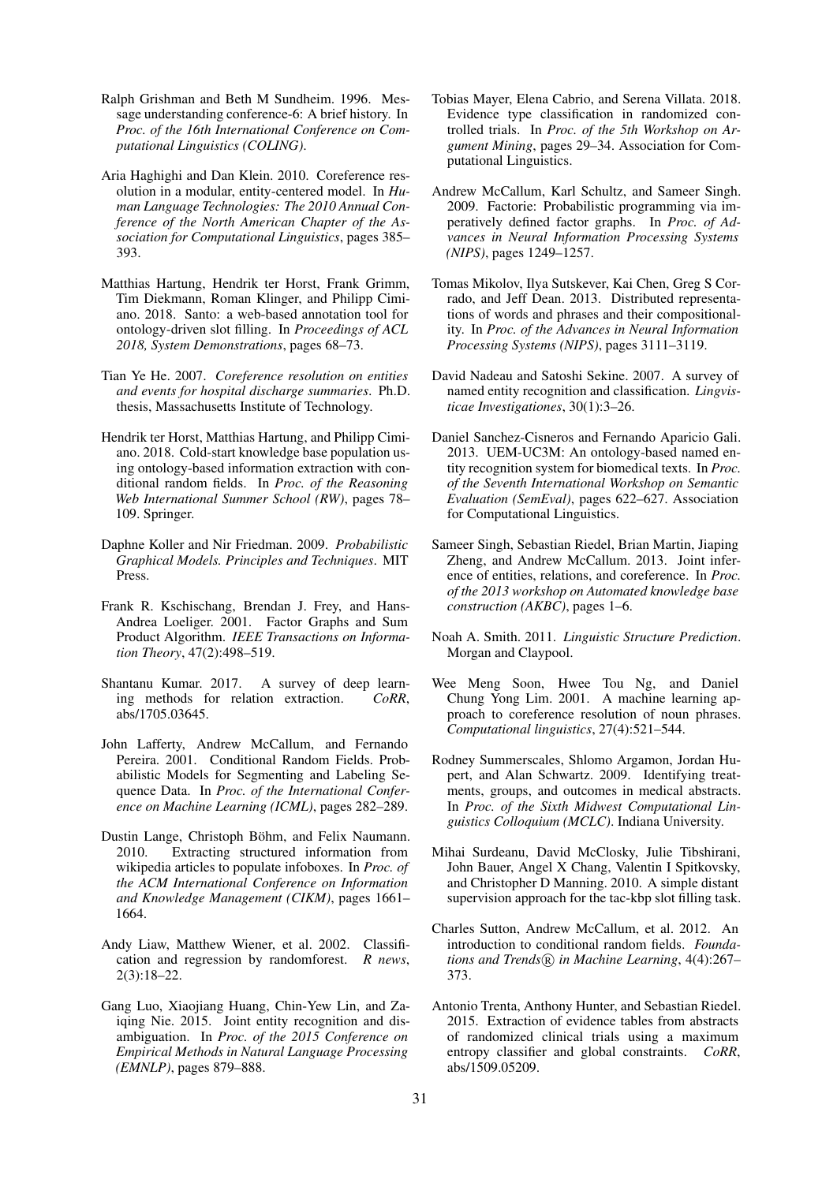Ralph Grishman and Beth M Sundheim. 1996. Message understanding conference-6: A brief history. In *Proc. of the 16th International Conference on Computational Linguistics (COLING)*.

Aria Haghighi and Dan Klein. 2010. Coreference resolution in a modular, entity-centered model. In *Human Language Technologies: The 2010 Annual Conference of the North American Chapter of the Association for Computational Linguistics*, pages 385–393.

Matthias Hartung, Hendrik ter Horst, Frank Grimm, Tim Diekmann, Roman Klinger, and Philipp Cimiano. 2018. Santo: a web-based annotation tool for ontology-driven slot filling. In *Proceedings of ACL 2018, System Demonstrations*, pages 68–73.

Tian Ye He. 2007. *Coreference resolution on entities and events for hospital discharge summaries*. Ph.D. thesis, Massachusetts Institute of Technology.

Hendrik ter Horst, Matthias Hartung, and Philipp Cimiano. 2018. Cold-start knowledge base population using ontology-based information extraction with conditional random fields. In *Proc. of the Reasoning Web International Summer School (RW)*, pages 78–109. Springer.

Daphne Koller and Nir Friedman. 2009. *Probabilistic Graphical Models. Principles and Techniques*. MIT Press.

Frank R. Kschischang, Brendan J. Frey, and Hans-Andrea Loeliger. 2001. Factor Graphs and Sum Product Algorithm. *IEEE Transactions on Information Theory*, 47(2):498–519.

Shantanu Kumar. 2017. A survey of deep learning methods for relation extraction. *CoRR*, abs/1705.03645.

John Lafferty, Andrew McCallum, and Fernando Pereira. 2001. Conditional Random Fields. Probabilistic Models for Segmenting and Labeling Sequence Data. In *Proc. of the International Conference on Machine Learning (ICML)*, pages 282–289.

Dustin Lange, Christoph Böhm, and Felix Naumann. 2010. Extracting structured information from wikipedia articles to populate infoboxes. In *Proc. of the ACM International Conference on Information and Knowledge Management (CIKM)*, pages 1661–1664.

Andy Liaw, Matthew Wiener, et al. 2002. Classification and regression by randomforest. *R news*, 2(3):18–22.

Gang Luo, Xiaojiang Huang, Chin-Yew Lin, and Zaiqing Nie. 2015. Joint entity recognition and disambiguation. In *Proc. of the 2015 Conference on Empirical Methods in Natural Language Processing (EMNLP)*, pages 879–888.

Tobias Mayer, Elena Cabrio, and Serena Villata. 2018. Evidence type classification in randomized controlled trials. In *Proc. of the 5th Workshop on Argument Mining*, pages 29–34. Association for Computational Linguistics.

Andrew McCallum, Karl Schultz, and Sameer Singh. 2009. Factorie: Probabilistic programming via imperatively defined factor graphs. In *Proc. of Advances in Neural Information Processing Systems (NIPS)*, pages 1249–1257.

Tomas Mikolov, Ilya Sutskever, Kai Chen, Greg S Corrado, and Jeff Dean. 2013. Distributed representations of words and phrases and their compositionality. In *Proc. of the Advances in Neural Information Processing Systems (NIPS)*, pages 3111–3119.

David Nadeau and Satoshi Sekine. 2007. A survey of named entity recognition and classification. *Lingvisticae Investigationes*, 30(1):3–26.

Daniel Sanchez-Cisneros and Fernando Aparicio Gali. 2013. UEM-UC3M: An ontology-based named entity recognition system for biomedical texts. In *Proc. of the Seventh International Workshop on Semantic Evaluation (SemEval)*, pages 622–627. Association for Computational Linguistics.

Sameer Singh, Sebastian Riedel, Brian Martin, Jiaping Zheng, and Andrew McCallum. 2013. Joint inference of entities, relations, and coreference. In *Proc. of the 2013 workshop on Automated knowledge base construction (AKBC)*, pages 1–6.

Noah A. Smith. 2011. *Linguistic Structure Prediction*. Morgan and Claypool.

Wee Meng Soon, Hwee Tou Ng, and Daniel Chung Yong Lim. 2001. A machine learning approach to coreference resolution of noun phrases. *Computational linguistics*, 27(4):521–544.

Rodney Summerscales, Shlomo Argamon, Jordan Hupert, and Alan Schwartz. 2009. Identifying treatments, groups, and outcomes in medical abstracts. In *Proc. of the Sixth Midwest Computational Linguistics Colloquium (MCLC)*. Indiana University.

Mihai Surdeanu, David McClosky, Julie Tibshirani, John Bauer, Angel X Chang, Valentin I Spitkovsky, and Christopher D Manning. 2010. A simple distant supervision approach for the tac-kbp slot filling task.

Charles Sutton, Andrew McCallum, et al. 2012. An introduction to conditional random fields. *Foundations and Trends® in Machine Learning*, 4(4):267–373.

Antonio Trenta, Anthony Hunter, and Sebastian Riedel. 2015. Extraction of evidence tables from abstracts of randomized clinical trials using a maximum entropy classifier and global constraints. *CoRR*, abs/1509.05209.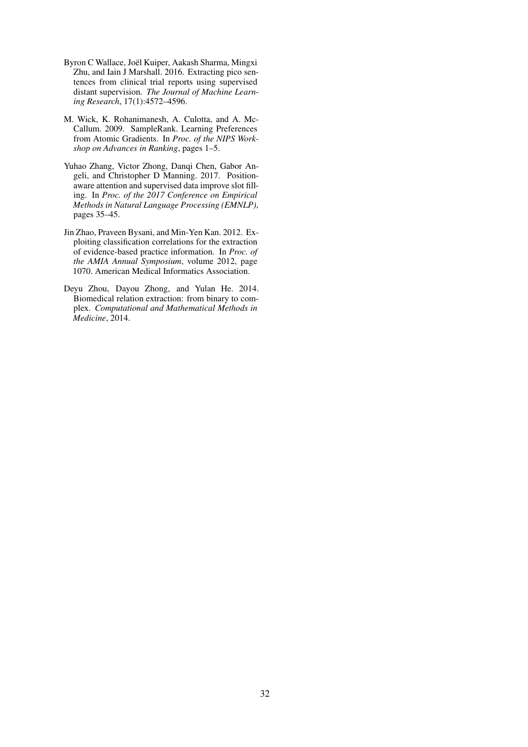Byron C Wallace, Joël Kuiper, Aakash Sharma, Mingxi Zhu, and Iain J Marshall. 2016. Extracting pico sentences from clinical trial reports using supervised distant supervision. *The Journal of Machine Learning Research*, 17(1):4572–4596.

M. Wick, K. Rohanimanesh, A. Culotta, and A. McCallum. 2009. SampleRank. Learning Preferences from Atomic Gradients. In *Proc. of the NIPS Workshop on Advances in Ranking*, pages 1–5.

Yuhao Zhang, Victor Zhong, Danqi Chen, Gabor Angeli, and Christopher D Manning. 2017. Position-aware attention and supervised data improve slot filling. In *Proc. of the 2017 Conference on Empirical Methods in Natural Language Processing (EMNLP)*, pages 35–45.

Jin Zhao, Praveen Bysani, and Min-Yen Kan. 2012. Exploiting classification correlations for the extraction of evidence-based practice information. In *Proc. of the AMIA Annual Symposium*, volume 2012, page 1070. American Medical Informatics Association.

Deyu Zhou, Dayou Zhong, and Yulan He. 2014. Biomedical relation extraction: from binary to complex. *Computational and Mathematical Methods in Medicine*, 2014.